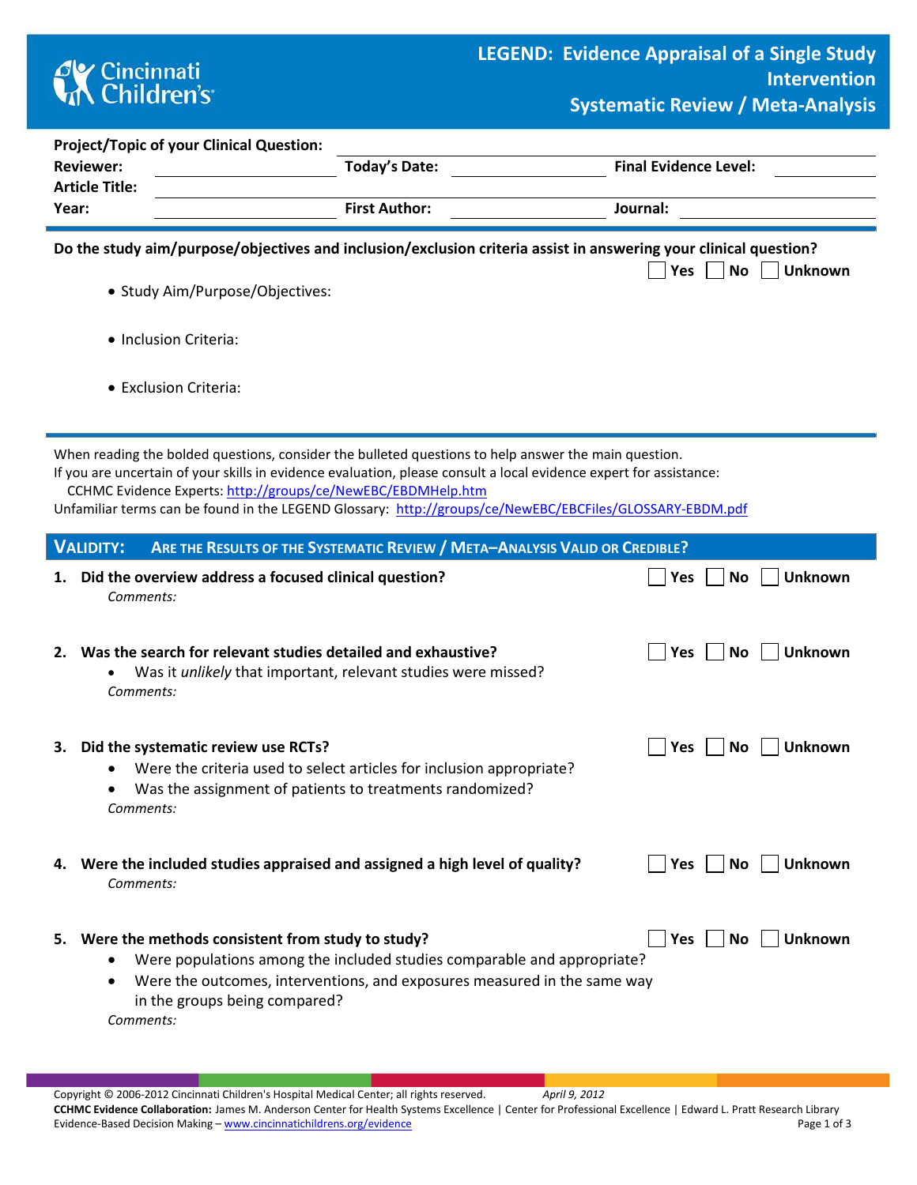Cincinnati Children's

# LEGEND: Evidence Appraisal of a Single Study Intervention Systematic Review / Meta-Analysis

**Project/Topic of your Clinical Question:** ______________________

**Reviewer:** ______________ **Today's Date:** ______________ **Final Evidence Level:** ______________

**Article Title:** ______________________

**Year:** ______________ **First Author:** ______________ **Journal:** ______________

---

**Do the study aim/purpose/objectives and inclusion/exclusion criteria assist in answering your clinical question?** ☐ Yes ☐ No ☐ Unknown

- Study Aim/Purpose/Objectives:
- Inclusion Criteria:
- Exclusion Criteria:

---

When reading the bolded questions, consider the bulleted questions to help answer the main question.
If you are uncertain of your skills in evidence evaluation, please consult a local evidence expert for assistance:
CCHMC Evidence Experts: http://groups/ce/NewEBC/EBDMHelp.htm
Unfamiliar terms can be found in the LEGEND Glossary: http://groups/ce/NewEBC/EBCFiles/GLOSSARY-EBDM.pdf

## VALIDITY: ARE THE RESULTS OF THE SYSTEMATIC REVIEW / META–ANALYSIS VALID OR CREDIBLE?

1. **Did the overview address a focused clinical question?** ☐ Yes ☐ No ☐ Unknown

   *Comments:*

2. **Was the search for relevant studies detailed and exhaustive?** ☐ Yes ☐ No ☐ Unknown
   - Was it *unlikely* that important, relevant studies were missed?

   *Comments:*

3. **Did the systematic review use RCTs?** ☐ Yes ☐ No ☐ Unknown
   - Were the criteria used to select articles for inclusion appropriate?
   - Was the assignment of patients to treatments randomized?

   *Comments:*

4. **Were the included studies appraised and assigned a high level of quality?** ☐ Yes ☐ No ☐ Unknown

   *Comments:*

5. **Were the methods consistent from study to study?** ☐ Yes ☐ No ☐ Unknown
   - Were populations among the included studies comparable and appropriate?
   - Were the outcomes, interventions, and exposures measured in the same way in the groups being compared?

   *Comments:*

Copyright © 2006-2012 Cincinnati Children's Hospital Medical Center; all rights reserved. *April 9, 2012*
**CCHMC Evidence Collaboration:** James M. Anderson Center for Health Systems Excellence | Center for Professional Excellence | Edward L. Pratt Research Library
Evidence-Based Decision Making – www.cincinnatichildrens.org/evidence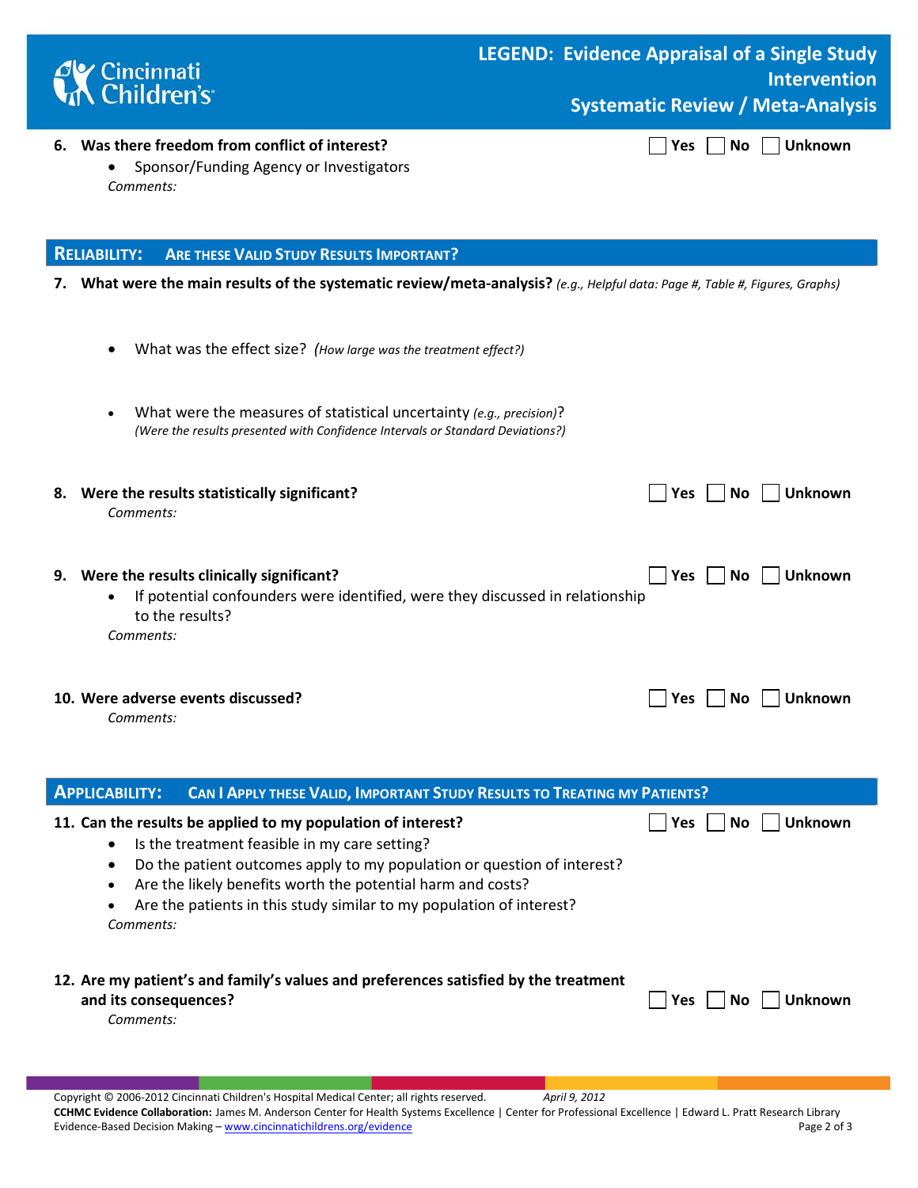6. **Was there freedom from conflict of interest?** ☐ Yes ☐ No ☐ Unknown
   - Sponsor/Funding Agency or Investigators

   *Comments:*

## RELIABILITY: ARE THESE VALID STUDY RESULTS IMPORTANT?

7. **What were the main results of the systematic review/meta-analysis?** *(e.g., Helpful data: Page #, Table #, Figures, Graphs)*
   - What was the effect size? *(How large was the treatment effect?)*
   - What were the measures of statistical uncertainty *(e.g., precision)*?
     *(Were the results presented with Confidence Intervals or Standard Deviations?)*

8. **Were the results statistically significant?** ☐ Yes ☐ No ☐ Unknown

   *Comments:*

9. **Were the results clinically significant?** ☐ Yes ☐ No ☐ Unknown
   - If potential confounders were identified, were they discussed in relationship to the results?

   *Comments:*

10. **Were adverse events discussed?** ☐ Yes ☐ No ☐ Unknown

    *Comments:*

## APPLICABILITY: CAN I APPLY THESE VALID, IMPORTANT STUDY RESULTS TO TREATING MY PATIENTS?

11. **Can the results be applied to my population of interest?** ☐ Yes ☐ No ☐ Unknown
    - Is the treatment feasible in my care setting?
    - Do the patient outcomes apply to my population or question of interest?
    - Are the likely benefits worth the potential harm and costs?
    - Are the patients in this study similar to my population of interest?

    *Comments:*

12. **Are my patient's and family's values and preferences satisfied by the treatment and its consequences?** ☐ Yes ☐ No ☐ Unknown

    *Comments:*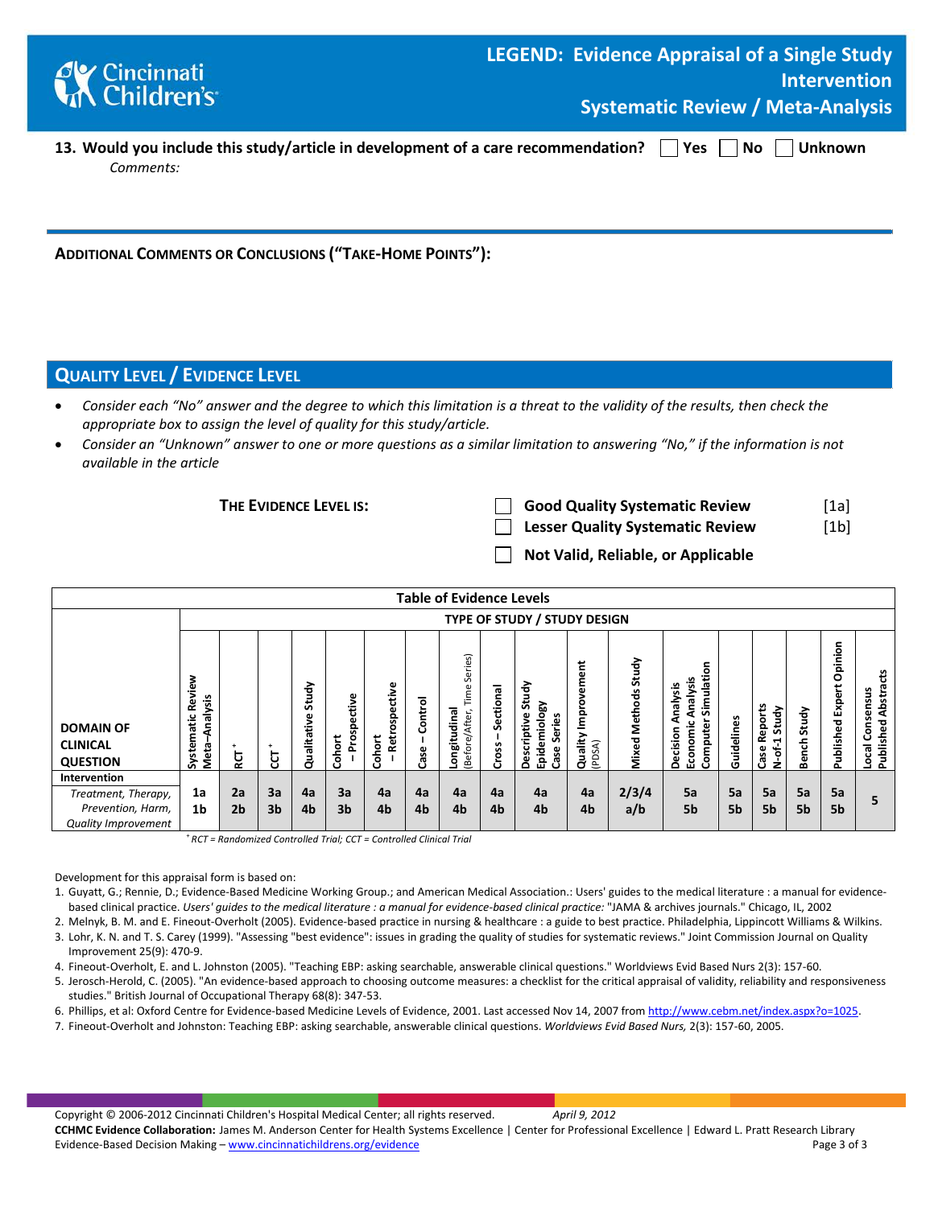# LEGEND: Evidence Appraisal of a Single Study Intervention Systematic Review / Meta-Analysis

**13. Would you include this study/article in development of a care recommendation?** ☐ Yes ☐ No ☐ Unknown

*Comments:*

**ADDITIONAL COMMENTS OR CONCLUSIONS ("TAKE-HOME POINTS"):**

## QUALITY LEVEL / EVIDENCE LEVEL

- *Consider each "No" answer and the degree to which this limitation is a threat to the validity of the results, then check the appropriate box to assign the level of quality for this study/article.*
- *Consider an "Unknown" answer to one or more questions as a similar limitation to answering "No," if the information is not available in the article*

**THE EVIDENCE LEVEL IS:**

☐ **Good Quality Systematic Review** [1a]
☐ **Lesser Quality Systematic Review** [1b]
☐ **Not Valid, Reliable, or Applicable**

**Table of Evidence Levels**

| DOMAIN OF CLINICAL QUESTION | Systematic Review Meta–Analysis | RCT[+] | CCT[+] | Qualitative Study | Cohort – Prospective | Cohort – Retrospective | Case – Control | Longitudinal (Before/After, Time Series) | Cross – Sectional | Descriptive Study Epidemiology Case Series | Quality Improvement (PDSA) | Mixed Methods Study | Decision Analysis Economic Analysis Computer Simulation | Guidelines | Case Reports N-of-1 Study | Bench Study | Published Expert Opinion | Local Consensus Published Abstracts |
|---|---|---|---|---|---|---|---|---|---|---|---|---|---|---|---|---|---|---|
| **Intervention** | | | | | | | | | | | | | | | | | | |
| *Treatment, Therapy, Prevention, Harm, Quality Improvement* | 1a 1b | 2a 2b | 3a 3b | 4a 4b | 3a 3b | 4a 4b | 4a 4b | 4a 4b | 4a 4b | 4a 4b | 4a 4b | 2/3/4 a/b | 5a 5b | 5a 5b | 5a 5b | 5a 5b | 5a 5b | 5 |

*[+] RCT = Randomized Controlled Trial; CCT = Controlled Clinical Trial*

Development for this appraisal form is based on:

1. Guyatt, G.; Rennie, D.; Evidence-Based Medicine Working Group.; and American Medical Association.: Users' guides to the medical literature : a manual for evidence-based clinical practice. *Users' guides to the medical literature : a manual for evidence-based clinical practice:* "JAMA & archives journals." Chicago, IL, 2002
2. Melnyk, B. M. and E. Fineout-Overholt (2005). Evidence-based practice in nursing & healthcare : a guide to best practice. Philadelphia, Lippincott Williams & Wilkins.
3. Lohr, K. N. and T. S. Carey (1999). "Assessing "best evidence": issues in grading the quality of studies for systematic reviews." Joint Commission Journal on Quality Improvement 25(9): 470-9.
4. Fineout-Overholt, E. and L. Johnston (2005). "Teaching EBP: asking searchable, answerable clinical questions." Worldviews Evid Based Nurs 2(3): 157-60.
5. Jerosch-Herold, C. (2005). "An evidence-based approach to choosing outcome measures: a checklist for the critical appraisal of validity, reliability and responsiveness studies." British Journal of Occupational Therapy 68(8): 347-53.
6. Phillips, et al: Oxford Centre for Evidence-based Medicine Levels of Evidence, 2001. Last accessed Nov 14, 2007 from http://www.cebm.net/index.aspx?o=1025.
7. Fineout-Overholt and Johnston: Teaching EBP: asking searchable, answerable clinical questions. *Worldviews Evid Based Nurs,* 2(3): 157-60, 2005.

Copyright © 2006-2012 Cincinnati Children's Hospital Medical Center; all rights reserved. *April 9, 2012*
**CCHMC Evidence Collaboration:** James M. Anderson Center for Health Systems Excellence | Center for Professional Excellence | Edward L. Pratt Research Library
Evidence-Based Decision Making – www.cincinnatichildrens.org/evidence